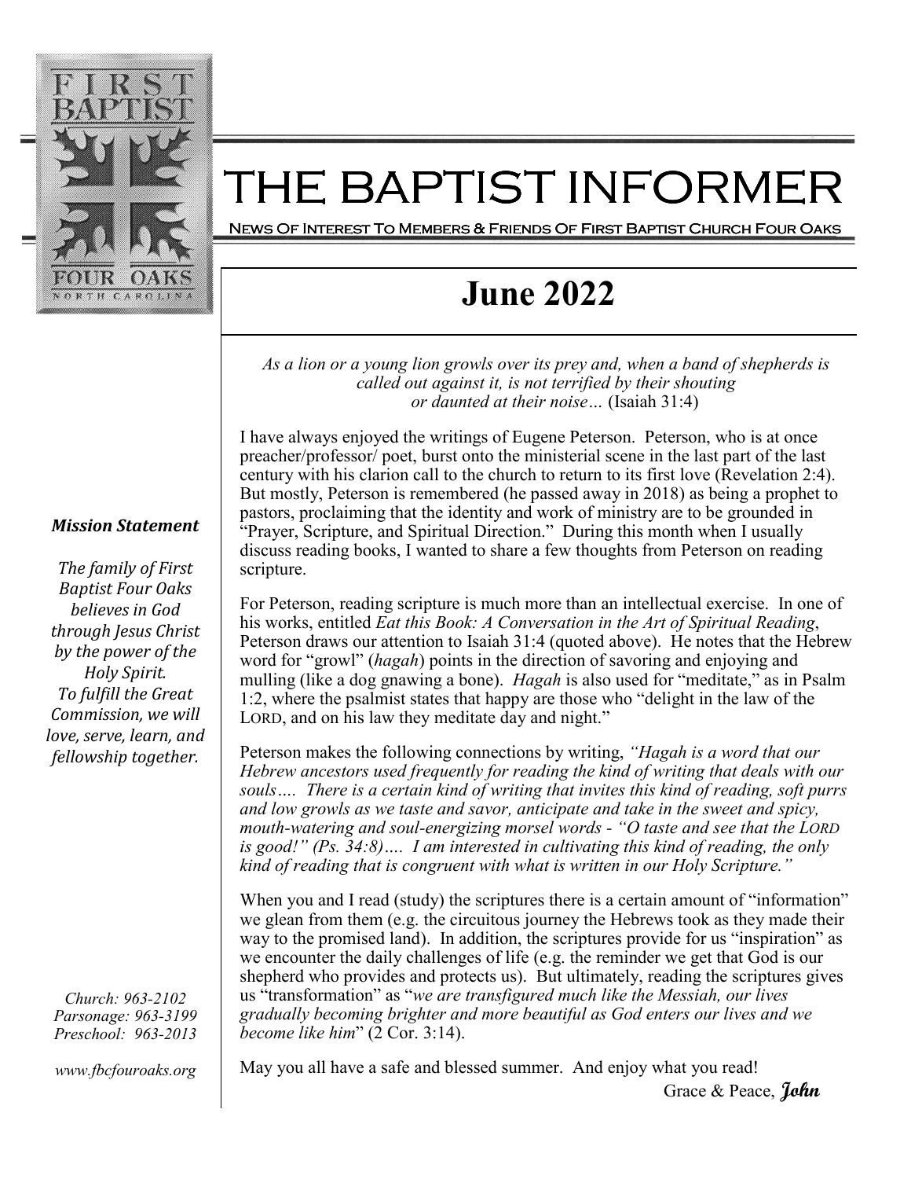# THE BAPTIST INFORMER

News Of Interest To Members & Friends Of First Baptist Church Four Oaks

## June 2022

*As a lion or a young lion growls over its prey and, when a band of shepherds is called out against it, is not terrified by their shouting or daunted at their noise…* (Isaiah 31:4)

I have always enjoyed the writings of Eugene Peterson. Peterson, who is at once preacher/professor/ poet, burst onto the ministerial scene in the last part of the last century with his clarion call to the church to return to its first love (Revelation 2:4). But mostly, Peterson is remembered (he passed away in 2018) as being a prophet to pastors, proclaiming that the identity and work of ministry are to be grounded in "Prayer, Scripture, and Spiritual Direction." During this month when I usually discuss reading books, I wanted to share a few thoughts from Peterson on reading scripture.

For Peterson, reading scripture is much more than an intellectual exercise. In one of his works, entitled *Eat this Book: A Conversation in the Art of Spiritual Reading*, Peterson draws our attention to Isaiah 31:4 (quoted above). He notes that the Hebrew word for "growl" (*hagah*) points in the direction of savoring and enjoying and mulling (like a dog gnawing a bone). *Hagah* is also used for "meditate," as in Psalm 1:2, where the psalmist states that happy are those who "delight in the law of the LORD, and on his law they meditate day and night."

Peterson makes the following connections by writing, *"Hagah is a word that our Hebrew ancestors used frequently for reading the kind of writing that deals with our souls…. There is a certain kind of writing that invites this kind of reading, soft purrs and low growls as we taste and savor, anticipate and take in the sweet and spicy, mouth-watering and soul-energizing morsel words - "O taste and see that the LORD is good!" (Ps. 34:8)…. I am interested in cultivating this kind of reading, the only kind of reading that is congruent with what is written in our Holy Scripture."*

When you and I read (study) the scriptures there is a certain amount of "information" we glean from them (e.g. the circuitous journey the Hebrews took as they made their way to the promised land). In addition, the scriptures provide for us "inspiration" as we encounter the daily challenges of life (e.g. the reminder we get that God is our shepherd who provides and protects us). But ultimately, reading the scriptures gives us "transformation" as "*we are transfigured much like the Messiah, our lives gradually becoming brighter and more beautiful as God enters our lives and we become like him*" (2 Cor. 3:14).

May you all have a safe and blessed summer. And enjoy what you read!

Grace & Peace, ***John***

***Mission Statement***

*The family of First Baptist Four Oaks believes in God through Jesus Christ by the power of the Holy Spirit. To fulfill the Great Commission, we will love, serve, learn, and fellowship together.*

*Church: 963-2102*
*Parsonage: 963-3199*
*Preschool: 963-2013*

*www.fbcfouroaks.org*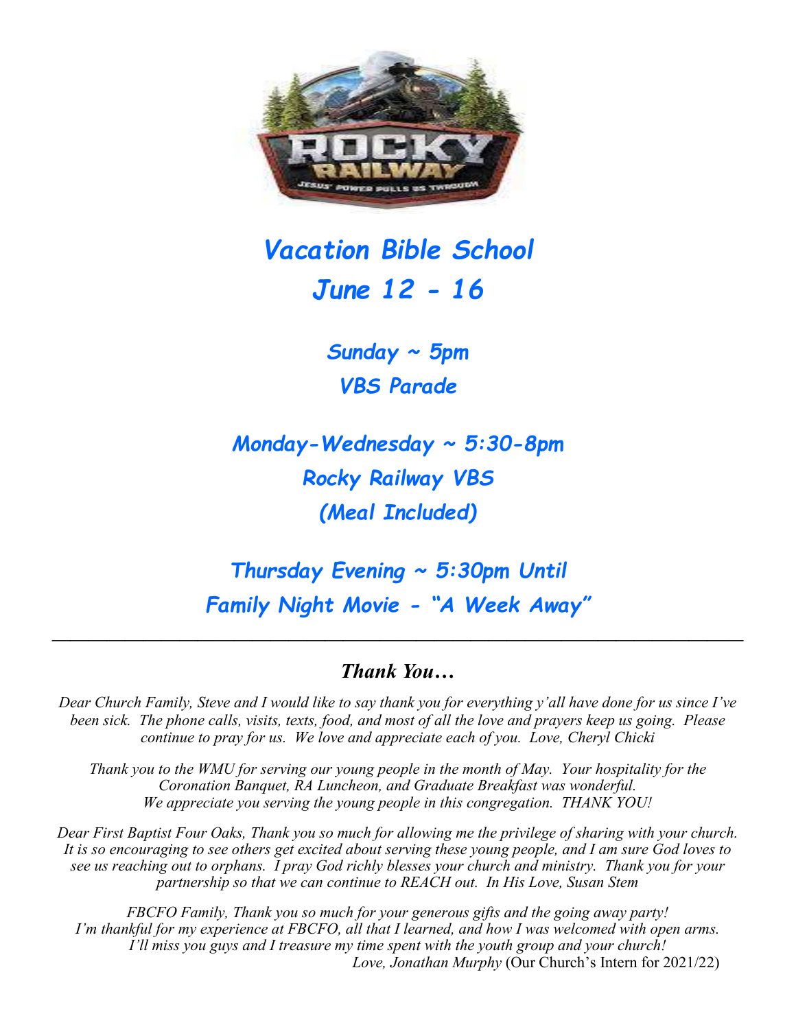# *Vacation Bible School*
# *June 12 - 16*

***Sunday ~ 5pm***
***VBS Parade***

***Monday-Wednesday ~ 5:30-8pm***
***Rocky Railway VBS***
***(Meal Included)***

***Thursday Evening ~ 5:30pm Until***
***Family Night Movie - "A Week Away"***

---

## *Thank You…*

*Dear Church Family, Steve and I would like to say thank you for everything y'all have done for us since I've been sick. The phone calls, visits, texts, food, and most of all the love and prayers keep us going. Please continue to pray for us. We love and appreciate each of you. Love, Cheryl Chicki*

*Thank you to the WMU for serving our young people in the month of May. Your hospitality for the Coronation Banquet, RA Luncheon, and Graduate Breakfast was wonderful. We appreciate you serving the young people in this congregation. THANK YOU!*

*Dear First Baptist Four Oaks, Thank you so much for allowing me the privilege of sharing with your church. It is so encouraging to see others get excited about serving these young people, and I am sure God loves to see us reaching out to orphans. I pray God richly blesses your church and ministry. Thank you for your partnership so that we can continue to REACH out. In His Love, Susan Stem*

*FBCFO Family, Thank you so much for your generous gifts and the going away party! I'm thankful for my experience at FBCFO, all that I learned, and how I was welcomed with open arms. I'll miss you guys and I treasure my time spent with the youth group and your church!*
*Love, Jonathan Murphy* (Our Church's Intern for 2021/22)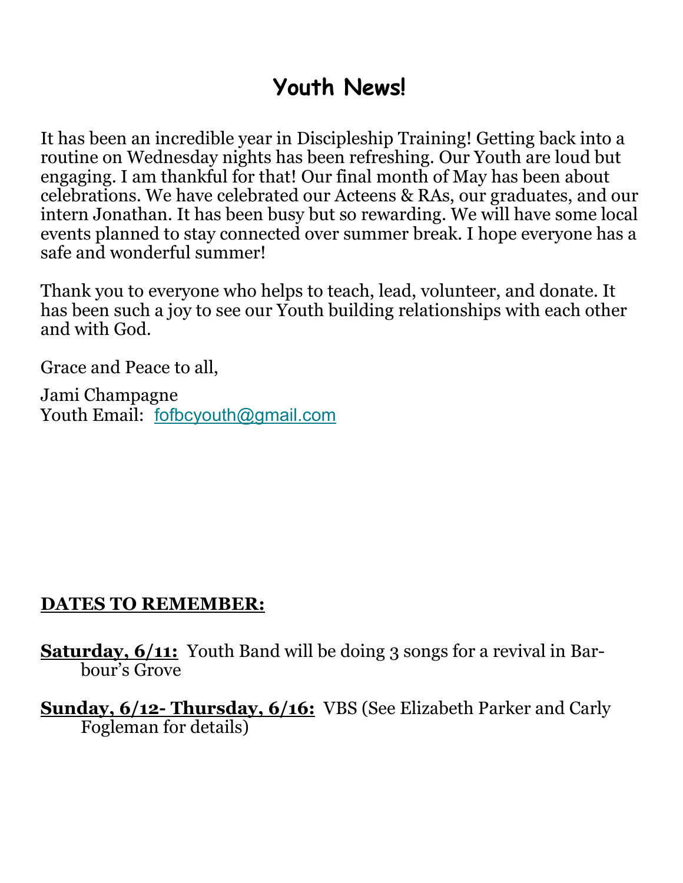# Youth News!

It has been an incredible year in Discipleship Training! Getting back into a routine on Wednesday nights has been refreshing. Our Youth are loud but engaging. I am thankful for that! Our final month of May has been about celebrations. We have celebrated our Acteens & RAs, our graduates, and our intern Jonathan. It has been busy but so rewarding. We will have some local events planned to stay connected over summer break. I hope everyone has a safe and wonderful summer!

Thank you to everyone who helps to teach, lead, volunteer, and donate. It has been such a joy to see our Youth building relationships with each other and with God.

Grace and Peace to all,

Jami Champagne
Youth Email: fofbcyouth@gmail.com

**DATES TO REMEMBER:**

**Saturday, 6/11:** Youth Band will be doing 3 songs for a revival in Barbour's Grove

**Sunday, 6/12- Thursday, 6/16:** VBS (See Elizabeth Parker and Carly Fogleman for details)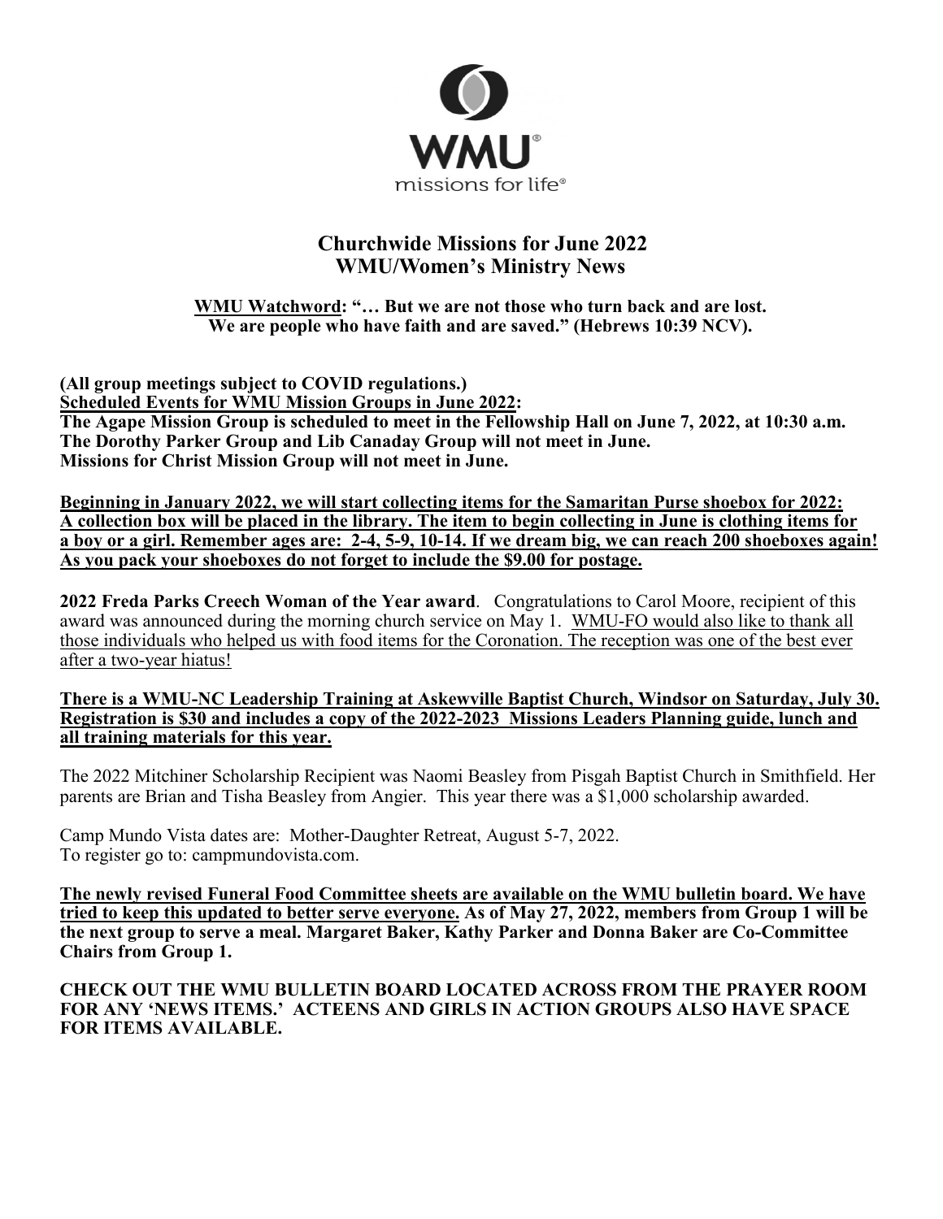WMU

missions for life®

## Churchwide Missions for June 2022
## WMU/Women's Ministry News

**WMU Watchword: "… But we are not those who turn back and are lost. We are people who have faith and are saved." (Hebrews 10:39 NCV).**

**(All group meetings subject to COVID regulations.)**
**Scheduled Events for WMU Mission Groups in June 2022:**
**The Agape Mission Group is scheduled to meet in the Fellowship Hall on June 7, 2022, at 10:30 a.m.**
**The Dorothy Parker Group and Lib Canaday Group will not meet in June.**
**Missions for Christ Mission Group will not meet in June.**

**Beginning in January 2022, we will start collecting items for the Samaritan Purse shoebox for 2022: A collection box will be placed in the library. The item to begin collecting in June is clothing items for a boy or a girl. Remember ages are: 2-4, 5-9, 10-14. If we dream big, we can reach 200 shoeboxes again! As you pack your shoeboxes do not forget to include the $9.00 for postage.**

**2022 Freda Parks Creech Woman of the Year award**. Congratulations to Carol Moore, recipient of this award was announced during the morning church service on May 1. WMU-FO would also like to thank all those individuals who helped us with food items for the Coronation. The reception was one of the best ever after a two-year hiatus!

**There is a WMU-NC Leadership Training at Askewville Baptist Church, Windsor on Saturday, July 30. Registration is $30 and includes a copy of the 2022-2023 Missions Leaders Planning guide, lunch and all training materials for this year.**

The 2022 Mitchiner Scholarship Recipient was Naomi Beasley from Pisgah Baptist Church in Smithfield. Her parents are Brian and Tisha Beasley from Angier. This year there was a $1,000 scholarship awarded.

Camp Mundo Vista dates are: Mother-Daughter Retreat, August 5-7, 2022.
To register go to: campmundovista.com.

**The newly revised Funeral Food Committee sheets are available on the WMU bulletin board. We have tried to keep this updated to better serve everyone. As of May 27, 2022, members from Group 1 will be the next group to serve a meal. Margaret Baker, Kathy Parker and Donna Baker are Co-Committee Chairs from Group 1.**

**CHECK OUT THE WMU BULLETIN BOARD LOCATED ACROSS FROM THE PRAYER ROOM FOR ANY 'NEWS ITEMS.' ACTEENS AND GIRLS IN ACTION GROUPS ALSO HAVE SPACE FOR ITEMS AVAILABLE.**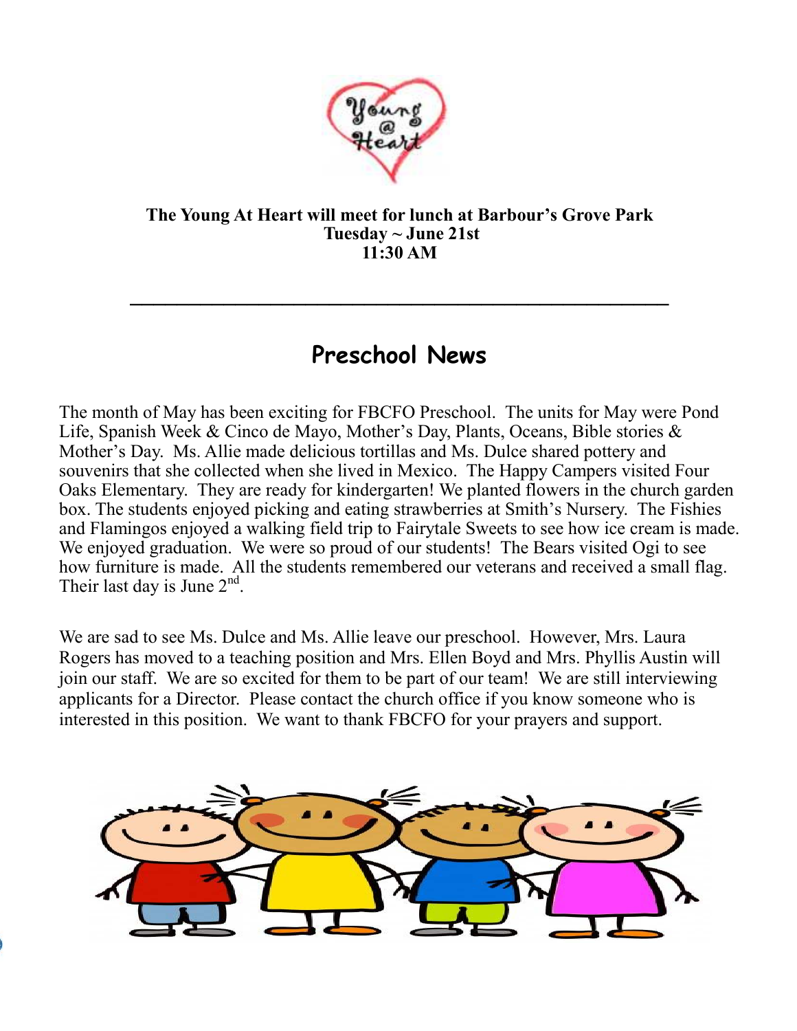**The Young At Heart will meet for lunch at Barbour's Grove Park**
**Tuesday ~ June 21st**
**11:30 AM**

---

## Preschool News

The month of May has been exciting for FBCFO Preschool. The units for May were Pond Life, Spanish Week & Cinco de Mayo, Mother's Day, Plants, Oceans, Bible stories & Mother's Day. Ms. Allie made delicious tortillas and Ms. Dulce shared pottery and souvenirs that she collected when she lived in Mexico. The Happy Campers visited Four Oaks Elementary. They are ready for kindergarten! We planted flowers in the church garden box. The students enjoyed picking and eating strawberries at Smith's Nursery. The Fishies and Flamingos enjoyed a walking field trip to Fairytale Sweets to see how ice cream is made. We enjoyed graduation. We were so proud of our students! The Bears visited Ogi to see how furniture is made. All the students remembered our veterans and received a small flag. Their last day is June 2nd.

We are sad to see Ms. Dulce and Ms. Allie leave our preschool. However, Mrs. Laura Rogers has moved to a teaching position and Mrs. Ellen Boyd and Mrs. Phyllis Austin will join our staff. We are so excited for them to be part of our team! We are still interviewing applicants for a Director. Please contact the church office if you know someone who is interested in this position. We want to thank FBCFO for your prayers and support.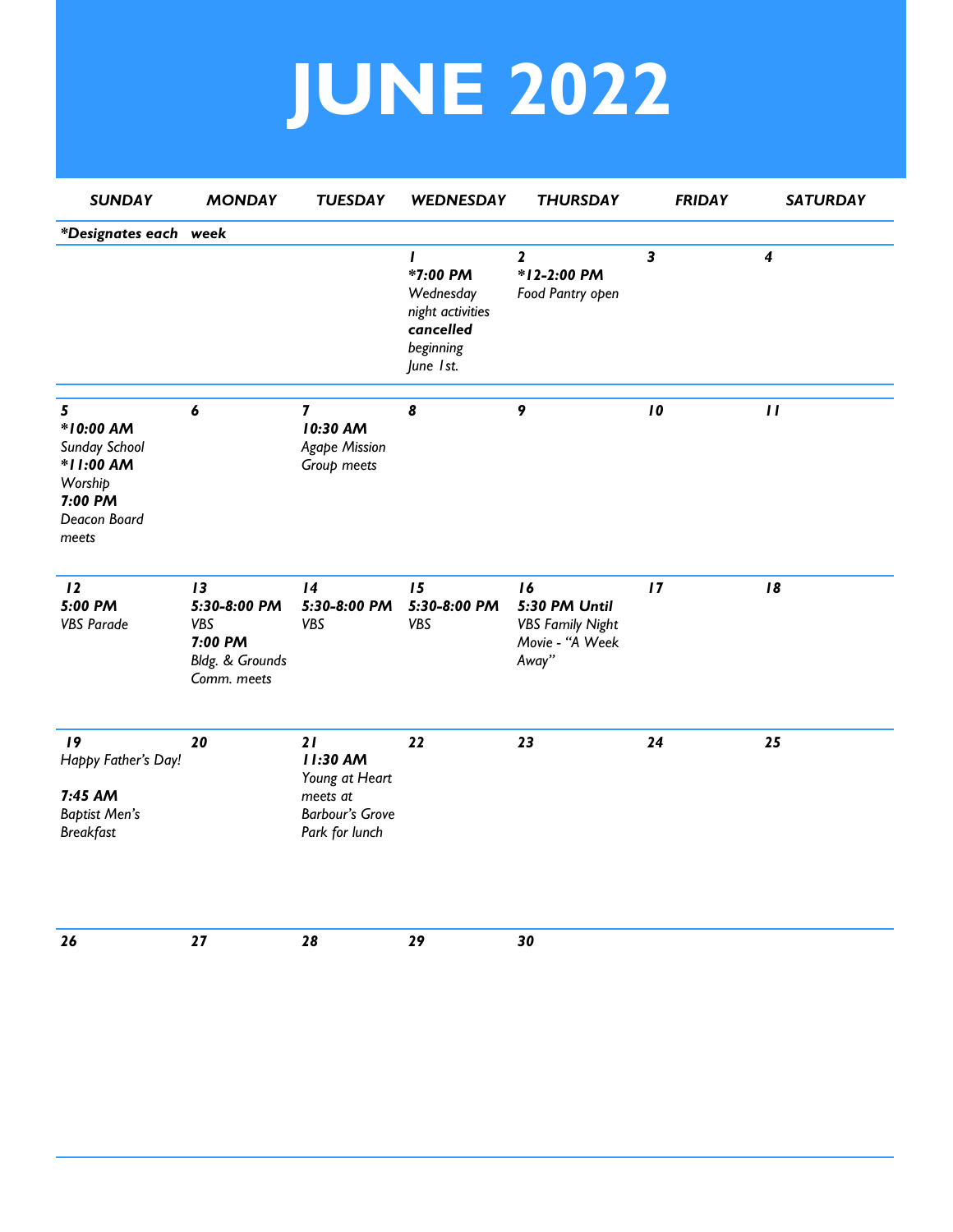# JUNE 2022

| SUNDAY | MONDAY | TUESDAY | WEDNESDAY | THURSDAY | FRIDAY | SATURDAY |
|---|---|---|---|---|---|---|
| ***Designates each week** | | | | | | |
| | | | **1** **\*7:00 PM** *Wednesday night activities* ***cancelled*** *beginning June 1st.* | **2** **\*12-2:00 PM** *Food Pantry open* | **3** | **4** |
| **5** **\*10:00 AM** *Sunday School* **\*11:00 AM** *Worship* **7:00 PM** *Deacon Board meets* | **6** | **7** **10:30 AM** *Agape Mission Group meets* | **8** | **9** | **10** | **11** |
| **12** **5:00 PM** *VBS Parade* | **13** **5:30-8:00 PM** *VBS* **7:00 PM** *Bldg. & Grounds Comm. meets* | **14** **5:30-8:00 PM** *VBS* | **15** **5:30-8:00 PM** *VBS* | **16** **5:30 PM Until** *VBS Family Night Movie - "A Week Away"* | **17** | **18** |
| **19** *Happy Father's Day!* **7:45 AM** *Baptist Men's Breakfast* | **20** | **21** **11:30 AM** *Young at Heart meets at Barbour's Grove Park for lunch* | **22** | **23** | **24** | **25** |
| **26** | **27** | **28** | **29** | **30** | | |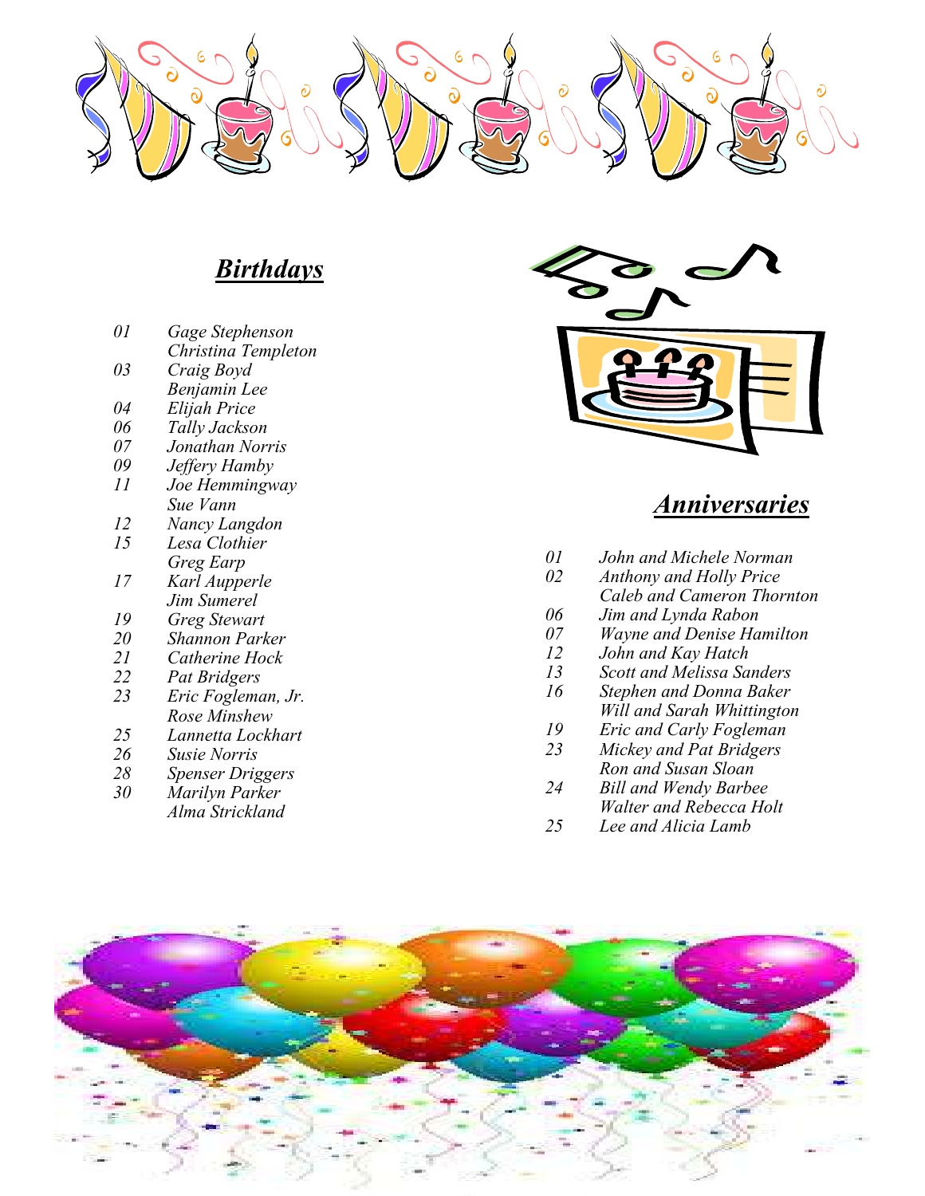## ***Birthdays***

| | |
|---|---|
| *01* | *Gage Stephenson* |
| | *Christina Templeton* |
| *03* | *Craig Boyd* |
| | *Benjamin Lee* |
| *04* | *Elijah Price* |
| *06* | *Tally Jackson* |
| *07* | *Jonathan Norris* |
| *09* | *Jeffery Hamby* |
| *11* | *Joe Hemmingway* |
| | *Sue Vann* |
| *12* | *Nancy Langdon* |
| *15* | *Lesa Clothier* |
| | *Greg Earp* |
| *17* | *Karl Aupperle* |
| | *Jim Sumerel* |
| *19* | *Greg Stewart* |
| *20* | *Shannon Parker* |
| *21* | *Catherine Hock* |
| *22* | *Pat Bridgers* |
| *23* | *Eric Fogleman, Jr.* |
| | *Rose Minshew* |
| *25* | *Lannetta Lockhart* |
| *26* | *Susie Norris* |
| *28* | *Spenser Driggers* |
| *30* | *Marilyn Parker* |
| | *Alma Strickland* |

## ***Anniversaries***

| | |
|---|---|
| *01* | *John and Michele Norman* |
| *02* | *Anthony and Holly Price* |
| | *Caleb and Cameron Thornton* |
| *06* | *Jim and Lynda Rabon* |
| *07* | *Wayne and Denise Hamilton* |
| *12* | *John and Kay Hatch* |
| *13* | *Scott and Melissa Sanders* |
| *16* | *Stephen and Donna Baker* |
| | *Will and Sarah Whittington* |
| *19* | *Eric and Carly Fogleman* |
| *23* | *Mickey and Pat Bridgers* |
| | *Ron and Susan Sloan* |
| *24* | *Bill and Wendy Barbee* |
| | *Walter and Rebecca Holt* |
| *25* | *Lee and Alicia Lamb* |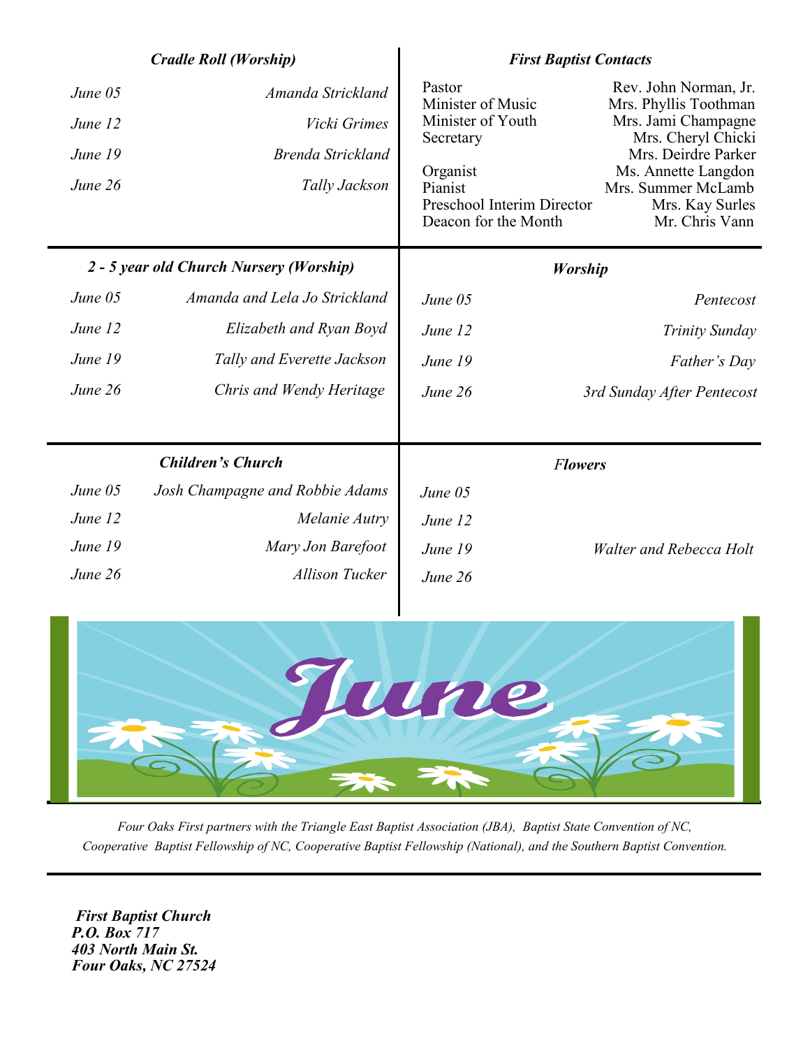## *Cradle Roll (Worship)*

| | |
|---|---|
| *June 05* | *Amanda Strickland* |
| *June 12* | *Vicki Grimes* |
| *June 19* | *Brenda Strickland* |
| *June 26* | *Tally Jackson* |

## *2 - 5 year old Church Nursery (Worship)*

| | |
|---|---|
| *June 05* | *Amanda and Lela Jo Strickland* |
| *June 12* | *Elizabeth and Ryan Boyd* |
| *June 19* | *Tally and Everette Jackson* |
| *June 26* | *Chris and Wendy Heritage* |

## *Children's Church*

| | |
|---|---|
| *June 05* | *Josh Champagne and Robbie Adams* |
| *June 12* | *Melanie Autry* |
| *June 19* | *Mary Jon Barefoot* |
| *June 26* | *Allison Tucker* |

## *First Baptist Contacts*

| | |
|---|---|
| Pastor | Rev. John Norman, Jr. |
| Minister of Music | Mrs. Phyllis Toothman |
| Minister of Youth | Mrs. Jami Champagne |
| Secretary | Mrs. Cheryl Chicki |
| | Mrs. Deirdre Parker |
| Organist | Ms. Annette Langdon |
| Pianist | Mrs. Summer McLamb |
| Preschool Interim Director | Mrs. Kay Surles |
| Deacon for the Month | Mr. Chris Vann |

## *Worship*

| | |
|---|---|
| *June 05* | *Pentecost* |
| *June 12* | *Trinity Sunday* |
| *June 19* | *Father's Day* |
| *June 26* | *3rd Sunday After Pentecost* |

## *Flowers*

| | |
|---|---|
| *June 05* | |
| *June 12* | |
| *June 19* | *Walter and Rebecca Holt* |
| *June 26* | |

June

*Four Oaks First partners with the Triangle East Baptist Association (JBA), Baptist State Convention of NC, Cooperative Baptist Fellowship of NC, Cooperative Baptist Fellowship (National), and the Southern Baptist Convention.*

***First Baptist Church***
***P.O. Box 717***
***403 North Main St.***
***Four Oaks, NC 27524***